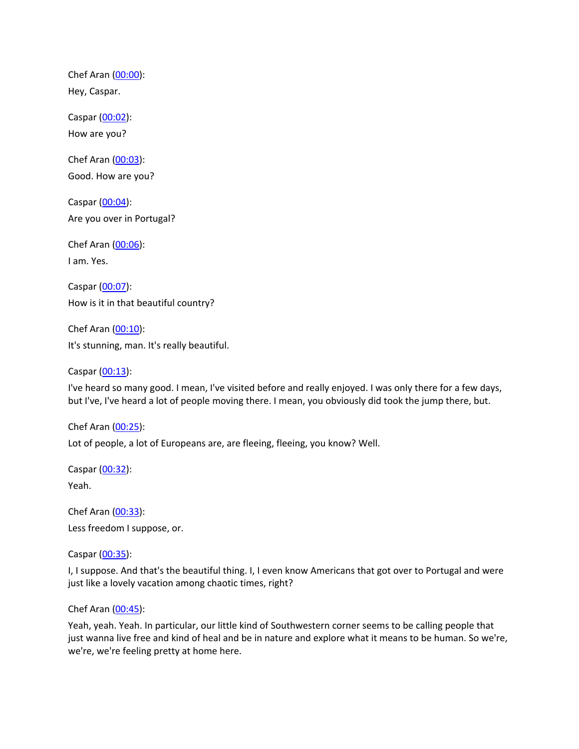Chef Aran ([00:00](#)):

Hey, Caspar.

Caspar ([00:02](#)):

How are you?

Chef Aran ([00:03](#)):

Good. How are you?

Caspar ([00:04](#)):

Are you over in Portugal?

Chef Aran ([00:06](#)):

I am. Yes.

Caspar ([00:07](#)):

How is it in that beautiful country?

Chef Aran ([00:10](#)):

It's stunning, man. It's really beautiful.

Caspar ([00:13](#)):

I've heard so many good. I mean, I've visited before and really enjoyed. I was only there for a few days, but I've, I've heard a lot of people moving there. I mean, you obviously did took the jump there, but.

Chef Aran ([00:25](#)):

Lot of people, a lot of Europeans are, are fleeing, fleeing, you know? Well.

Caspar ([00:32](#)):

Yeah.

Chef Aran ([00:33](#)):

Less freedom I suppose, or.

Caspar ([00:35](#)):

I, I suppose. And that's the beautiful thing. I, I even know Americans that got over to Portugal and were just like a lovely vacation among chaotic times, right?

Chef Aran ([00:45](#)):

Yeah, yeah. Yeah. In particular, our little kind of Southwestern corner seems to be calling people that just wanna live free and kind of heal and be in nature and explore what it means to be human. So we're, we're, we're feeling pretty at home here.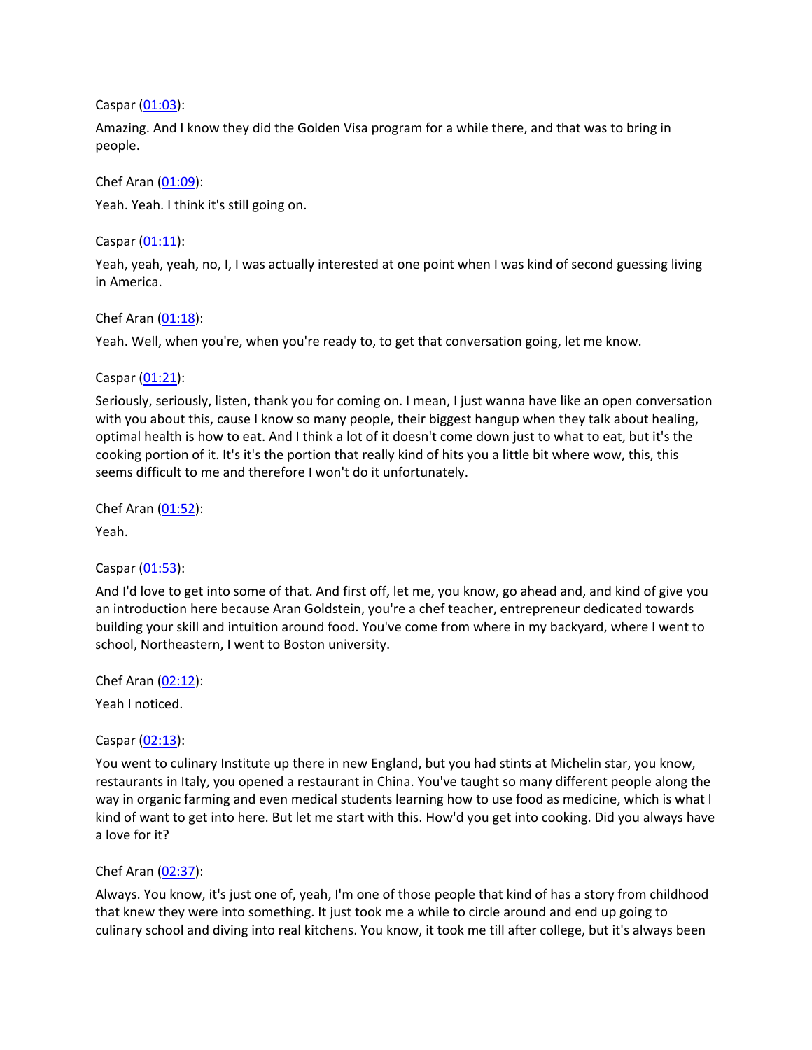Caspar ([01:03](#)):

Amazing. And I know they did the Golden Visa program for a while there, and that was to bring in people.

Chef Aran ([01:09](#)):

Yeah. Yeah. I think it's still going on.

Caspar ([01:11](#)):

Yeah, yeah, yeah, no, I, I was actually interested at one point when I was kind of second guessing living in America.

Chef Aran ([01:18](#)):

Yeah. Well, when you're, when you're ready to, to get that conversation going, let me know.

Caspar ([01:21](#)):

Seriously, seriously, listen, thank you for coming on. I mean, I just wanna have like an open conversation with you about this, cause I know so many people, their biggest hangup when they talk about healing, optimal health is how to eat. And I think a lot of it doesn't come down just to what to eat, but it's the cooking portion of it. It's it's the portion that really kind of hits you a little bit where wow, this, this seems difficult to me and therefore I won't do it unfortunately.

Chef Aran ([01:52](#)):

Yeah.

Caspar ([01:53](#)):

And I'd love to get into some of that. And first off, let me, you know, go ahead and, and kind of give you an introduction here because Aran Goldstein, you're a chef teacher, entrepreneur dedicated towards building your skill and intuition around food. You've come from where in my backyard, where I went to school, Northeastern, I went to Boston university.

Chef Aran ([02:12](#)):

Yeah I noticed.

Caspar ([02:13](#)):

You went to culinary Institute up there in new England, but you had stints at Michelin star, you know, restaurants in Italy, you opened a restaurant in China. You've taught so many different people along the way in organic farming and even medical students learning how to use food as medicine, which is what I kind of want to get into here. But let me start with this. How'd you get into cooking. Did you always have a love for it?

Chef Aran ([02:37](#)):

Always. You know, it's just one of, yeah, I'm one of those people that kind of has a story from childhood that knew they were into something. It just took me a while to circle around and end up going to culinary school and diving into real kitchens. You know, it took me till after college, but it's always been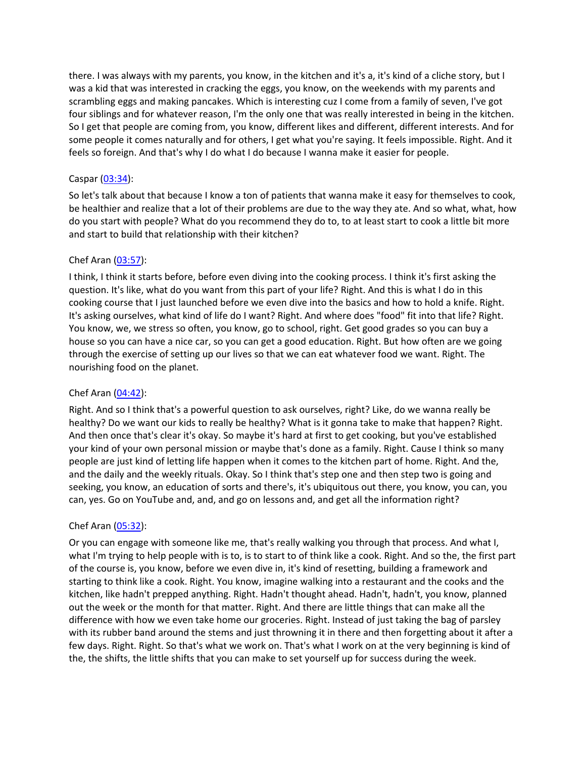there. I was always with my parents, you know, in the kitchen and it's a, it's kind of a cliche story, but I was a kid that was interested in cracking the eggs, you know, on the weekends with my parents and scrambling eggs and making pancakes. Which is interesting cuz I come from a family of seven, I've got four siblings and for whatever reason, I'm the only one that was really interested in being in the kitchen. So I get that people are coming from, you know, different likes and different, different interests. And for some people it comes naturally and for others, I get what you're saying. It feels impossible. Right. And it feels so foreign. And that's why I do what I do because I wanna make it easier for people.

Caspar ([03:34]):

So let's talk about that because I know a ton of patients that wanna make it easy for themselves to cook, be healthier and realize that a lot of their problems are due to the way they ate. And so what, what, how do you start with people? What do you recommend they do to, to at least start to cook a little bit more and start to build that relationship with their kitchen?

Chef Aran ([03:57]):

I think, I think it starts before, before even diving into the cooking process. I think it's first asking the question. It's like, what do you want from this part of your life? Right. And this is what I do in this cooking course that I just launched before we even dive into the basics and how to hold a knife. Right. It's asking ourselves, what kind of life do I want? Right. And where does "food" fit into that life? Right. You know, we, we stress so often, you know, go to school, right. Get good grades so you can buy a house so you can have a nice car, so you can get a good education. Right. But how often are we going through the exercise of setting up our lives so that we can eat whatever food we want. Right. The nourishing food on the planet.

Chef Aran ([04:42]):

Right. And so I think that's a powerful question to ask ourselves, right? Like, do we wanna really be healthy? Do we want our kids to really be healthy? What is it gonna take to make that happen? Right. And then once that's clear it's okay. So maybe it's hard at first to get cooking, but you've established your kind of your own personal mission or maybe that's done as a family. Right. Cause I think so many people are just kind of letting life happen when it comes to the kitchen part of home. Right. And the, and the daily and the weekly rituals. Okay. So I think that's step one and then step two is going and seeking, you know, an education of sorts and there's, it's ubiquitous out there, you know, you can, you can, yes. Go on YouTube and, and, and go on lessons and, and get all the information right?

Chef Aran ([05:32]):

Or you can engage with someone like me, that's really walking you through that process. And what I, what I'm trying to help people with is to, is to start to of think like a cook. Right. And so the, the first part of the course is, you know, before we even dive in, it's kind of resetting, building a framework and starting to think like a cook. Right. You know, imagine walking into a restaurant and the cooks and the kitchen, like hadn't prepped anything. Right. Hadn't thought ahead. Hadn't, hadn't, you know, planned out the week or the month for that matter. Right. And there are little things that can make all the difference with how we even take home our groceries. Right. Instead of just taking the bag of parsley with its rubber band around the stems and just throwning it in there and then forgetting about it after a few days. Right. Right. So that's what we work on. That's what I work on at the very beginning is kind of the, the shifts, the little shifts that you can make to set yourself up for success during the week.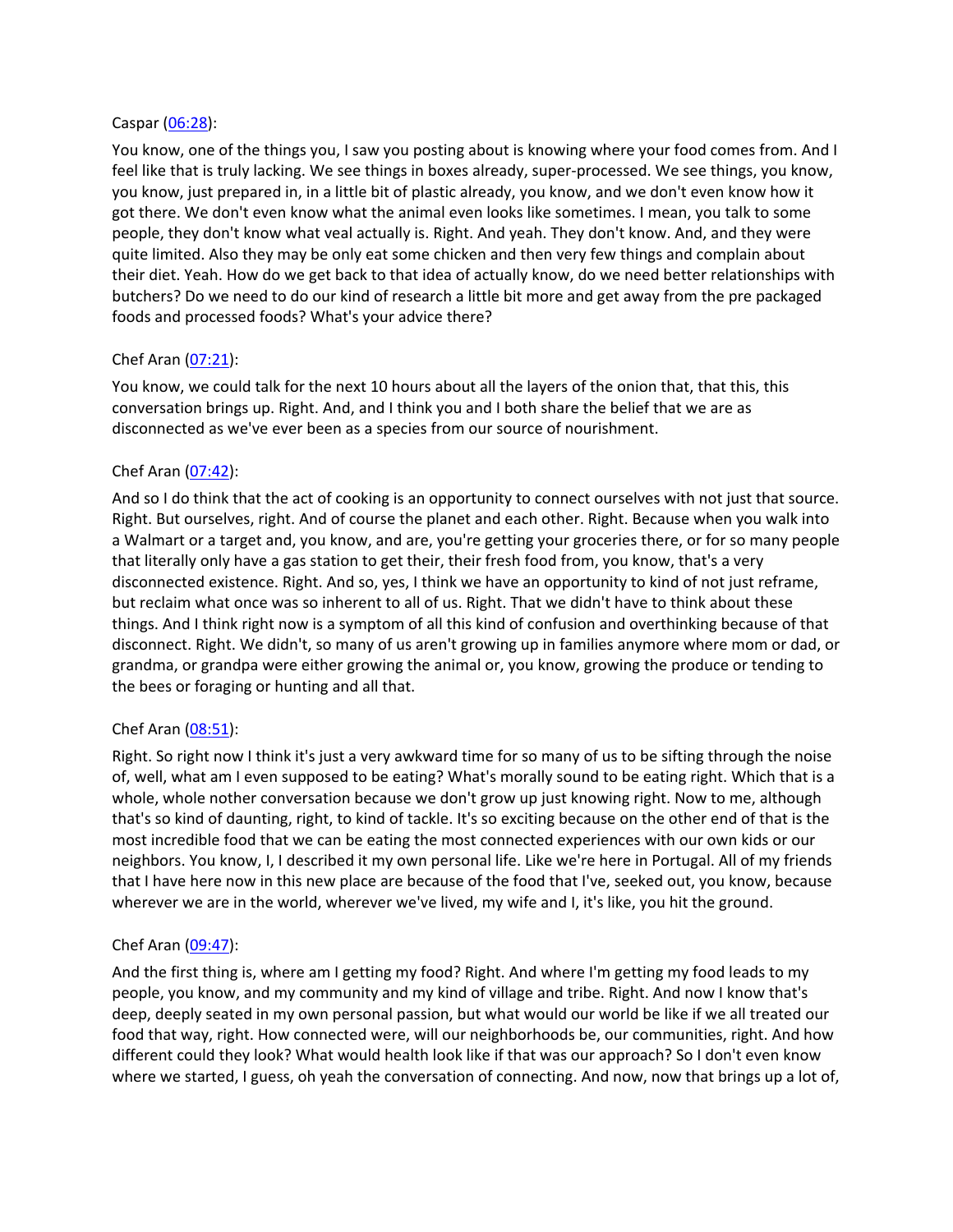Caspar ([06:28](#)):

You know, one of the things you, I saw you posting about is knowing where your food comes from. And I feel like that is truly lacking. We see things in boxes already, super-processed. We see things, you know, you know, just prepared in, in a little bit of plastic already, you know, and we don't even know how it got there. We don't even know what the animal even looks like sometimes. I mean, you talk to some people, they don't know what veal actually is. Right. And yeah. They don't know. And, and they were quite limited. Also they may be only eat some chicken and then very few things and complain about their diet. Yeah. How do we get back to that idea of actually know, do we need better relationships with butchers? Do we need to do our kind of research a little bit more and get away from the pre packaged foods and processed foods? What's your advice there?

Chef Aran ([07:21](#)):

You know, we could talk for the next 10 hours about all the layers of the onion that, that this, this conversation brings up. Right. And, and I think you and I both share the belief that we are as disconnected as we've ever been as a species from our source of nourishment.

Chef Aran ([07:42](#)):

And so I do think that the act of cooking is an opportunity to connect ourselves with not just that source. Right. But ourselves, right. And of course the planet and each other. Right. Because when you walk into a Walmart or a target and, you know, and are, you're getting your groceries there, or for so many people that literally only have a gas station to get their, their fresh food from, you know, that's a very disconnected existence. Right. And so, yes, I think we have an opportunity to kind of not just reframe, but reclaim what once was so inherent to all of us. Right. That we didn't have to think about these things. And I think right now is a symptom of all this kind of confusion and overthinking because of that disconnect. Right. We didn't, so many of us aren't growing up in families anymore where mom or dad, or grandma, or grandpa were either growing the animal or, you know, growing the produce or tending to the bees or foraging or hunting and all that.

Chef Aran ([08:51](#)):

Right. So right now I think it's just a very awkward time for so many of us to be sifting through the noise of, well, what am I even supposed to be eating? What's morally sound to be eating right. Which that is a whole, whole nother conversation because we don't grow up just knowing right. Now to me, although that's so kind of daunting, right, to kind of tackle. It's so exciting because on the other end of that is the most incredible food that we can be eating the most connected experiences with our own kids or our neighbors. You know, I, I described it my own personal life. Like we're here in Portugal. All of my friends that I have here now in this new place are because of the food that I've, seeked out, you know, because wherever we are in the world, wherever we've lived, my wife and I, it's like, you hit the ground.

Chef Aran ([09:47](#)):

And the first thing is, where am I getting my food? Right. And where I'm getting my food leads to my people, you know, and my community and my kind of village and tribe. Right. And now I know that's deep, deeply seated in my own personal passion, but what would our world be like if we all treated our food that way, right. How connected were, will our neighborhoods be, our communities, right. And how different could they look? What would health look like if that was our approach? So I don't even know where we started, I guess, oh yeah the conversation of connecting. And now, now that brings up a lot of,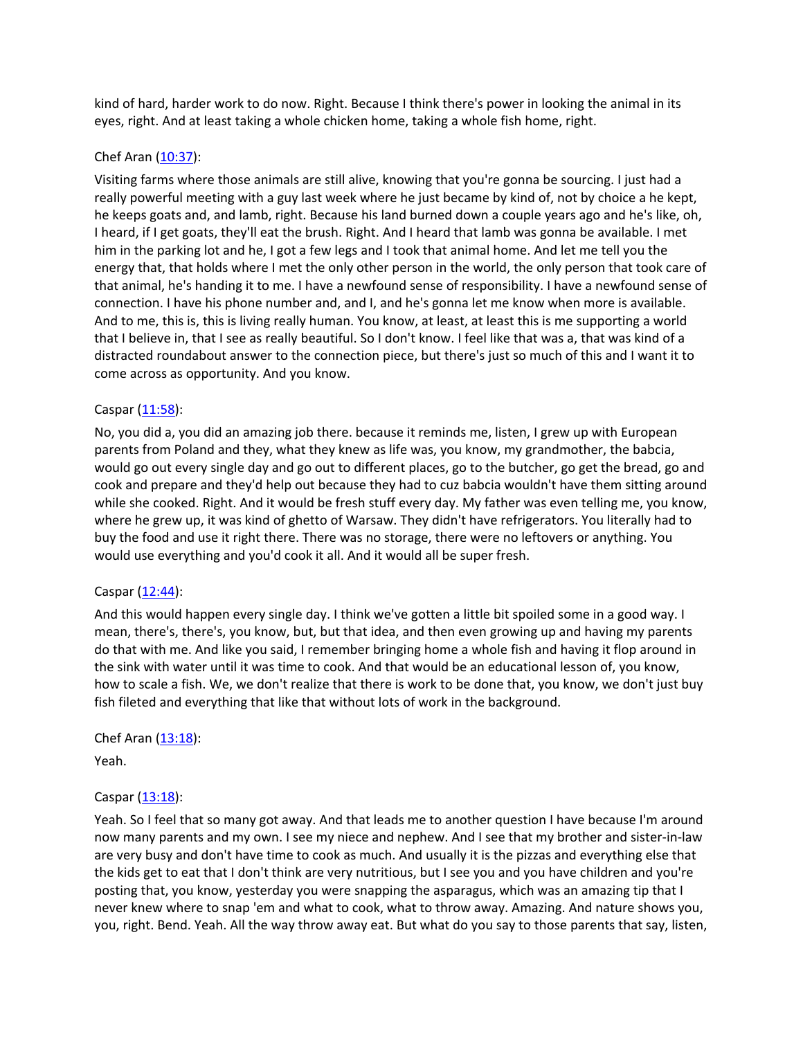kind of hard, harder work to do now. Right. Because I think there's power in looking the animal in its eyes, right. And at least taking a whole chicken home, taking a whole fish home, right.

Chef Aran ([10:37](#)):

Visiting farms where those animals are still alive, knowing that you're gonna be sourcing. I just had a really powerful meeting with a guy last week where he just became by kind of, not by choice a he kept, he keeps goats and, and lamb, right. Because his land burned down a couple years ago and he's like, oh, I heard, if I get goats, they'll eat the brush. Right. And I heard that lamb was gonna be available. I met him in the parking lot and he, I got a few legs and I took that animal home. And let me tell you the energy that, that holds where I met the only other person in the world, the only person that took care of that animal, he's handing it to me. I have a newfound sense of responsibility. I have a newfound sense of connection. I have his phone number and, and I, and he's gonna let me know when more is available. And to me, this is, this is living really human. You know, at least, at least this is me supporting a world that I believe in, that I see as really beautiful. So I don't know. I feel like that was a, that was kind of a distracted roundabout answer to the connection piece, but there's just so much of this and I want it to come across as opportunity. And you know.

Caspar ([11:58](#)):

No, you did a, you did an amazing job there. because it reminds me, listen, I grew up with European parents from Poland and they, what they knew as life was, you know, my grandmother, the babcia, would go out every single day and go out to different places, go to the butcher, go get the bread, go and cook and prepare and they'd help out because they had to cuz babcia wouldn't have them sitting around while she cooked. Right. And it would be fresh stuff every day. My father was even telling me, you know, where he grew up, it was kind of ghetto of Warsaw. They didn't have refrigerators. You literally had to buy the food and use it right there. There was no storage, there were no leftovers or anything. You would use everything and you'd cook it all. And it would all be super fresh.

Caspar ([12:44](#)):

And this would happen every single day. I think we've gotten a little bit spoiled some in a good way. I mean, there's, there's, you know, but, but that idea, and then even growing up and having my parents do that with me. And like you said, I remember bringing home a whole fish and having it flop around in the sink with water until it was time to cook. And that would be an educational lesson of, you know, how to scale a fish. We, we don't realize that there is work to be done that, you know, we don't just buy fish fileted and everything that like that without lots of work in the background.

Chef Aran ([13:18](#)):

Yeah.

Caspar ([13:18](#)):

Yeah. So I feel that so many got away. And that leads me to another question I have because I'm around now many parents and my own. I see my niece and nephew. And I see that my brother and sister-in-law are very busy and don't have time to cook as much. And usually it is the pizzas and everything else that the kids get to eat that I don't think are very nutritious, but I see you and you have children and you're posting that, you know, yesterday you were snapping the asparagus, which was an amazing tip that I never knew where to snap 'em and what to cook, what to throw away. Amazing. And nature shows you, you, right. Bend. Yeah. All the way throw away eat. But what do you say to those parents that say, listen,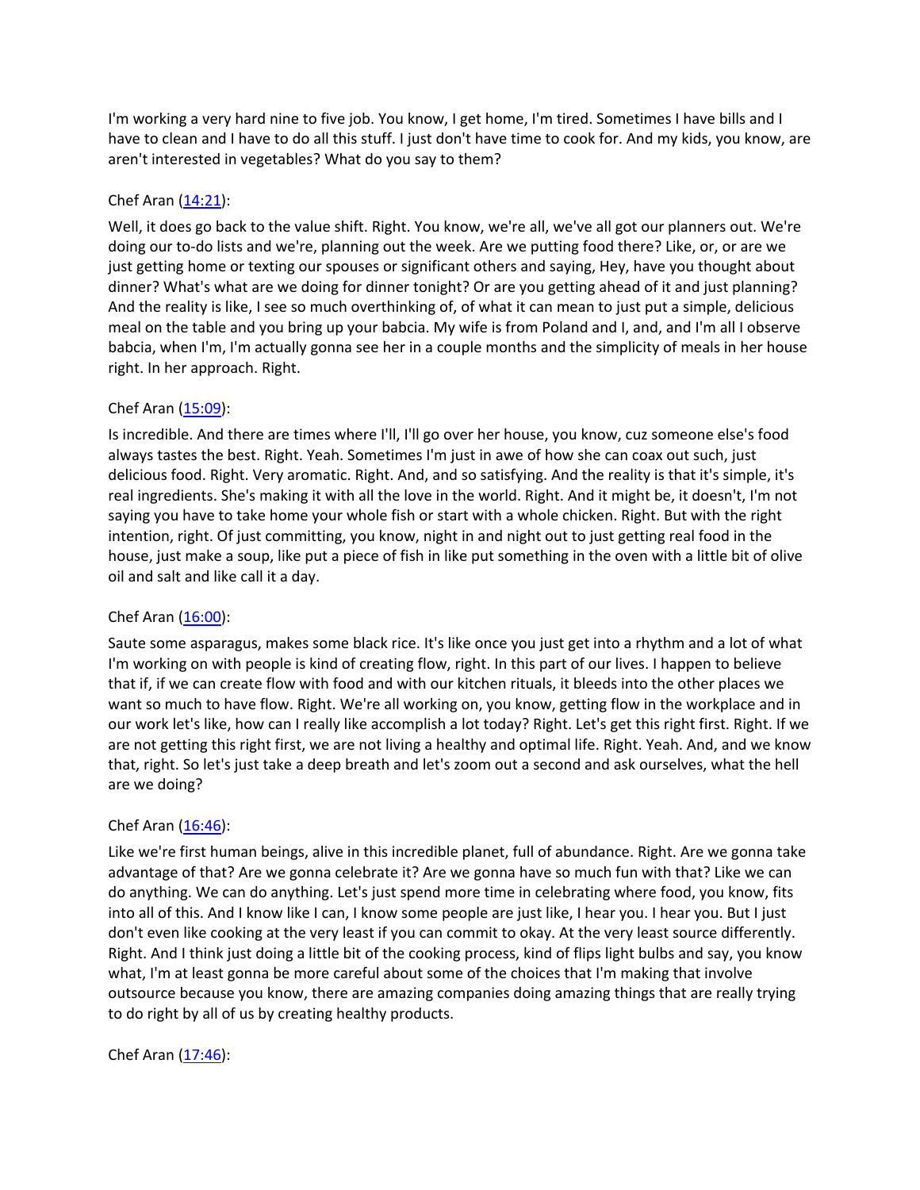I'm working a very hard nine to five job. You know, I get home, I'm tired. Sometimes I have bills and I have to clean and I have to do all this stuff. I just don't have time to cook for. And my kids, you know, are aren't interested in vegetables? What do you say to them?

Chef Aran ([14:21](#)):

Well, it does go back to the value shift. Right. You know, we're all, we've all got our planners out. We're doing our to-do lists and we're, planning out the week. Are we putting food there? Like, or, or are we just getting home or texting our spouses or significant others and saying, Hey, have you thought about dinner? What's what are we doing for dinner tonight? Or are you getting ahead of it and just planning? And the reality is like, I see so much overthinking of, of what it can mean to just put a simple, delicious meal on the table and you bring up your babcia. My wife is from Poland and I, and, and I'm all I observe babcia, when I'm, I'm actually gonna see her in a couple months and the simplicity of meals in her house right. In her approach. Right.

Chef Aran ([15:09](#)):

Is incredible. And there are times where I'll, I'll go over her house, you know, cuz someone else's food always tastes the best. Right. Yeah. Sometimes I'm just in awe of how she can coax out such, just delicious food. Right. Very aromatic. Right. And, and so satisfying. And the reality is that it's simple, it's real ingredients. She's making it with all the love in the world. Right. And it might be, it doesn't, I'm not saying you have to take home your whole fish or start with a whole chicken. Right. But with the right intention, right. Of just committing, you know, night in and night out to just getting real food in the house, just make a soup, like put a piece of fish in like put something in the oven with a little bit of olive oil and salt and like call it a day.

Chef Aran ([16:00](#)):

Saute some asparagus, makes some black rice. It's like once you just get into a rhythm and a lot of what I'm working on with people is kind of creating flow, right. In this part of our lives. I happen to believe that if, if we can create flow with food and with our kitchen rituals, it bleeds into the other places we want so much to have flow. Right. We're all working on, you know, getting flow in the workplace and in our work let's like, how can I really like accomplish a lot today? Right. Let's get this right first. Right. If we are not getting this right first, we are not living a healthy and optimal life. Right. Yeah. And, and we know that, right. So let's just take a deep breath and let's zoom out a second and ask ourselves, what the hell are we doing?

Chef Aran ([16:46](#)):

Like we're first human beings, alive in this incredible planet, full of abundance. Right. Are we gonna take advantage of that? Are we gonna celebrate it? Are we gonna have so much fun with that? Like we can do anything. We can do anything. Let's just spend more time in celebrating where food, you know, fits into all of this. And I know like I can, I know some people are just like, I hear you. I hear you. But I just don't even like cooking at the very least if you can commit to okay. At the very least source differently. Right. And I think just doing a little bit of the cooking process, kind of flips light bulbs and say, you know what, I'm at least gonna be more careful about some of the choices that I'm making that involve outsource because you know, there are amazing companies doing amazing things that are really trying to do right by all of us by creating healthy products.

Chef Aran ([17:46](#)):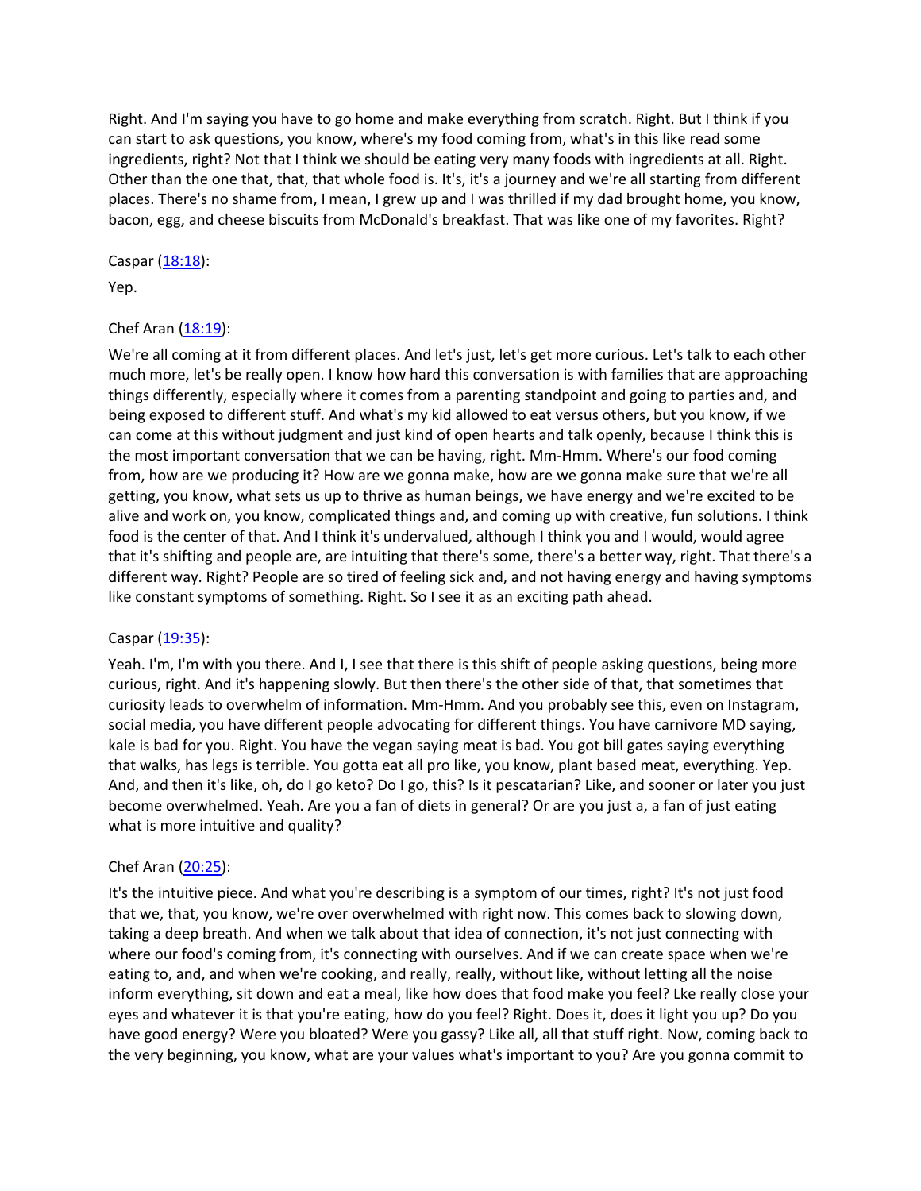Right. And I'm saying you have to go home and make everything from scratch. Right. But I think if you can start to ask questions, you know, where's my food coming from, what's in this like read some ingredients, right? Not that I think we should be eating very many foods with ingredients at all. Right. Other than the one that, that, that whole food is. It's, it's a journey and we're all starting from different places. There's no shame from, I mean, I grew up and I was thrilled if my dad brought home, you know, bacon, egg, and cheese biscuits from McDonald's breakfast. That was like one of my favorites. Right?

Caspar ([18:18]):

Yep.

Chef Aran ([18:19]):

We're all coming at it from different places. And let's just, let's get more curious. Let's talk to each other much more, let's be really open. I know how hard this conversation is with families that are approaching things differently, especially where it comes from a parenting standpoint and going to parties and, and being exposed to different stuff. And what's my kid allowed to eat versus others, but you know, if we can come at this without judgment and just kind of open hearts and talk openly, because I think this is the most important conversation that we can be having, right. Mm-Hmm. Where's our food coming from, how are we producing it? How are we gonna make, how are we gonna make sure that we're all getting, you know, what sets us up to thrive as human beings, we have energy and we're excited to be alive and work on, you know, complicated things and, and coming up with creative, fun solutions. I think food is the center of that. And I think it's undervalued, although I think you and I would, would agree that it's shifting and people are, are intuiting that there's some, there's a better way, right. That there's a different way. Right? People are so tired of feeling sick and, and not having energy and having symptoms like constant symptoms of something. Right. So I see it as an exciting path ahead.

Caspar ([19:35]):

Yeah. I'm, I'm with you there. And I, I see that there is this shift of people asking questions, being more curious, right. And it's happening slowly. But then there's the other side of that, that sometimes that curiosity leads to overwhelm of information. Mm-Hmm. And you probably see this, even on Instagram, social media, you have different people advocating for different things. You have carnivore MD saying, kale is bad for you. Right. You have the vegan saying meat is bad. You got bill gates saying everything that walks, has legs is terrible. You gotta eat all pro like, you know, plant based meat, everything. Yep. And, and then it's like, oh, do I go keto? Do I go, this? Is it pescatarian? Like, and sooner or later you just become overwhelmed. Yeah. Are you a fan of diets in general? Or are you just a, a fan of just eating what is more intuitive and quality?

Chef Aran ([20:25]):

It's the intuitive piece. And what you're describing is a symptom of our times, right? It's not just food that we, that, you know, we're over overwhelmed with right now. This comes back to slowing down, taking a deep breath. And when we talk about that idea of connection, it's not just connecting with where our food's coming from, it's connecting with ourselves. And if we can create space when we're eating to, and, and when we're cooking, and really, really, without like, without letting all the noise inform everything, sit down and eat a meal, like how does that food make you feel? Lke really close your eyes and whatever it is that you're eating, how do you feel? Right. Does it, does it light you up? Do you have good energy? Were you bloated? Were you gassy? Like all, all that stuff right. Now, coming back to the very beginning, you know, what are your values what's important to you? Are you gonna commit to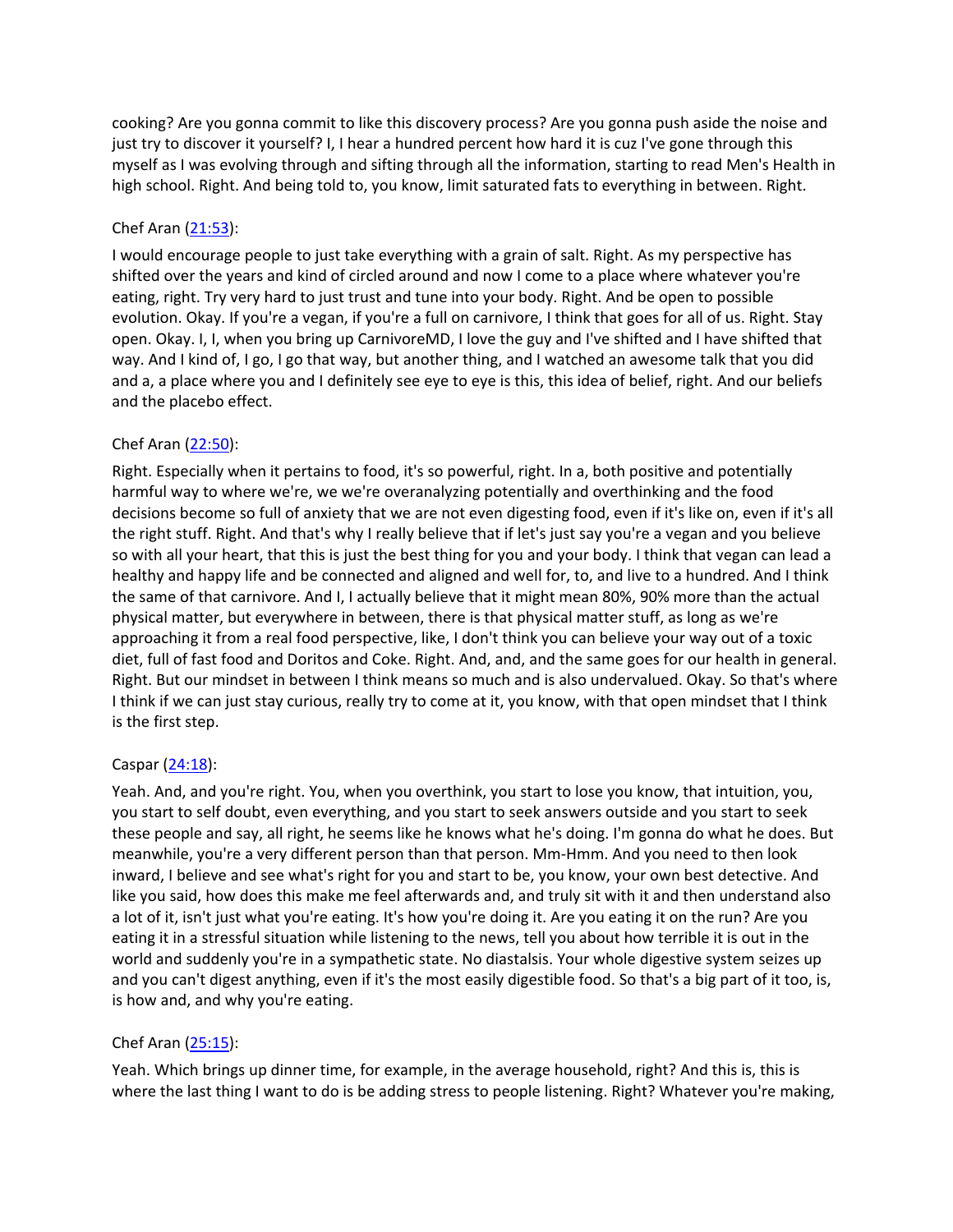cooking? Are you gonna commit to like this discovery process? Are you gonna push aside the noise and just try to discover it yourself? I, I hear a hundred percent how hard it is cuz I've gone through this myself as I was evolving through and sifting through all the information, starting to read Men's Health in high school. Right. And being told to, you know, limit saturated fats to everything in between. Right.

Chef Aran ([21:53](21:53)):

I would encourage people to just take everything with a grain of salt. Right. As my perspective has shifted over the years and kind of circled around and now I come to a place where whatever you're eating, right. Try very hard to just trust and tune into your body. Right. And be open to possible evolution. Okay. If you're a vegan, if you're a full on carnivore, I think that goes for all of us. Right. Stay open. Okay. I, I, when you bring up CarnivoreMD, I love the guy and I've shifted and I have shifted that way. And I kind of, I go, I go that way, but another thing, and I watched an awesome talk that you did and a, a place where you and I definitely see eye to eye is this, this idea of belief, right. And our beliefs and the placebo effect.

Chef Aran ([22:50](22:50)):

Right. Especially when it pertains to food, it's so powerful, right. In a, both positive and potentially harmful way to where we're, we we're overanalyzing potentially and overthinking and the food decisions become so full of anxiety that we are not even digesting food, even if it's like on, even if it's all the right stuff. Right. And that's why I really believe that if let's just say you're a vegan and you believe so with all your heart, that this is just the best thing for you and your body. I think that vegan can lead a healthy and happy life and be connected and aligned and well for, to, and live to a hundred. And I think the same of that carnivore. And I, I actually believe that it might mean 80%, 90% more than the actual physical matter, but everywhere in between, there is that physical matter stuff, as long as we're approaching it from a real food perspective, like, I don't think you can believe your way out of a toxic diet, full of fast food and Doritos and Coke. Right. And, and, and the same goes for our health in general. Right. But our mindset in between I think means so much and is also undervalued. Okay. So that's where I think if we can just stay curious, really try to come at it, you know, with that open mindset that I think is the first step.

Caspar ([24:18](24:18)):

Yeah. And, and you're right. You, when you overthink, you start to lose you know, that intuition, you, you start to self doubt, even everything, and you start to seek answers outside and you start to seek these people and say, all right, he seems like he knows what he's doing. I'm gonna do what he does. But meanwhile, you're a very different person than that person. Mm-Hmm. And you need to then look inward, I believe and see what's right for you and start to be, you know, your own best detective. And like you said, how does this make me feel afterwards and, and truly sit with it and then understand also a lot of it, isn't just what you're eating. It's how you're doing it. Are you eating it on the run? Are you eating it in a stressful situation while listening to the news, tell you about how terrible it is out in the world and suddenly you're in a sympathetic state. No diastalsis. Your whole digestive system seizes up and you can't digest anything, even if it's the most easily digestible food. So that's a big part of it too, is, is how and, and why you're eating.

Chef Aran ([25:15](25:15)):

Yeah. Which brings up dinner time, for example, in the average household, right? And this is, this is where the last thing I want to do is be adding stress to people listening. Right? Whatever you're making,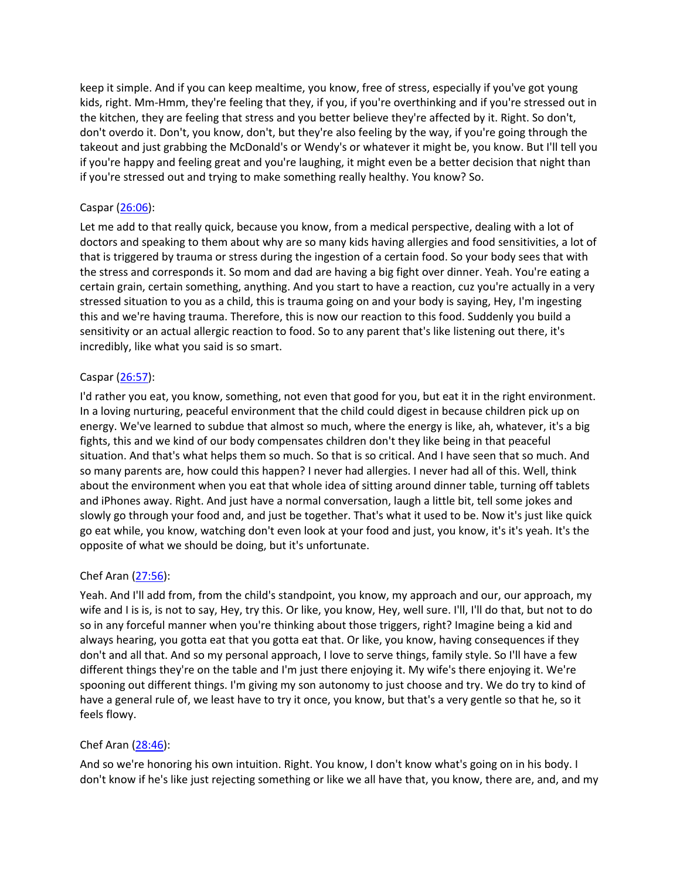keep it simple. And if you can keep mealtime, you know, free of stress, especially if you've got young kids, right. Mm-Hmm, they're feeling that they, if you, if you're overthinking and if you're stressed out in the kitchen, they are feeling that stress and you better believe they're affected by it. Right. So don't, don't overdo it. Don't, you know, don't, but they're also feeling by the way, if you're going through the takeout and just grabbing the McDonald's or Wendy's or whatever it might be, you know. But I'll tell you if you're happy and feeling great and you're laughing, it might even be a better decision that night than if you're stressed out and trying to make something really healthy. You know? So.

Caspar ([26:06](#)):

Let me add to that really quick, because you know, from a medical perspective, dealing with a lot of doctors and speaking to them about why are so many kids having allergies and food sensitivities, a lot of that is triggered by trauma or stress during the ingestion of a certain food. So your body sees that with the stress and corresponds it. So mom and dad are having a big fight over dinner. Yeah. You're eating a certain grain, certain something, anything. And you start to have a reaction, cuz you're actually in a very stressed situation to you as a child, this is trauma going on and your body is saying, Hey, I'm ingesting this and we're having trauma. Therefore, this is now our reaction to this food. Suddenly you build a sensitivity or an actual allergic reaction to food. So to any parent that's like listening out there, it's incredibly, like what you said is so smart.

Caspar ([26:57](#)):

I'd rather you eat, you know, something, not even that good for you, but eat it in the right environment. In a loving nurturing, peaceful environment that the child could digest in because children pick up on energy. We've learned to subdue that almost so much, where the energy is like, ah, whatever, it's a big fights, this and we kind of our body compensates children don't they like being in that peaceful situation. And that's what helps them so much. So that is so critical. And I have seen that so much. And so many parents are, how could this happen? I never had allergies. I never had all of this. Well, think about the environment when you eat that whole idea of sitting around dinner table, turning off tablets and iPhones away. Right. And just have a normal conversation, laugh a little bit, tell some jokes and slowly go through your food and, and just be together. That's what it used to be. Now it's just like quick go eat while, you know, watching don't even look at your food and just, you know, it's it's yeah. It's the opposite of what we should be doing, but it's unfortunate.

Chef Aran ([27:56](#)):

Yeah. And I'll add from, from the child's standpoint, you know, my approach and our, our approach, my wife and I is is, is not to say, Hey, try this. Or like, you know, Hey, well sure. I'll, I'll do that, but not to do so in any forceful manner when you're thinking about those triggers, right? Imagine being a kid and always hearing, you gotta eat that you gotta eat that. Or like, you know, having consequences if they don't and all that. And so my personal approach, I love to serve things, family style. So I'll have a few different things they're on the table and I'm just there enjoying it. My wife's there enjoying it. We're spooning out different things. I'm giving my son autonomy to just choose and try. We do try to kind of have a general rule of, we least have to try it once, you know, but that's a very gentle so that he, so it feels flowy.

Chef Aran ([28:46](#)):

And so we're honoring his own intuition. Right. You know, I don't know what's going on in his body. I don't know if he's like just rejecting something or like we all have that, you know, there are, and, and my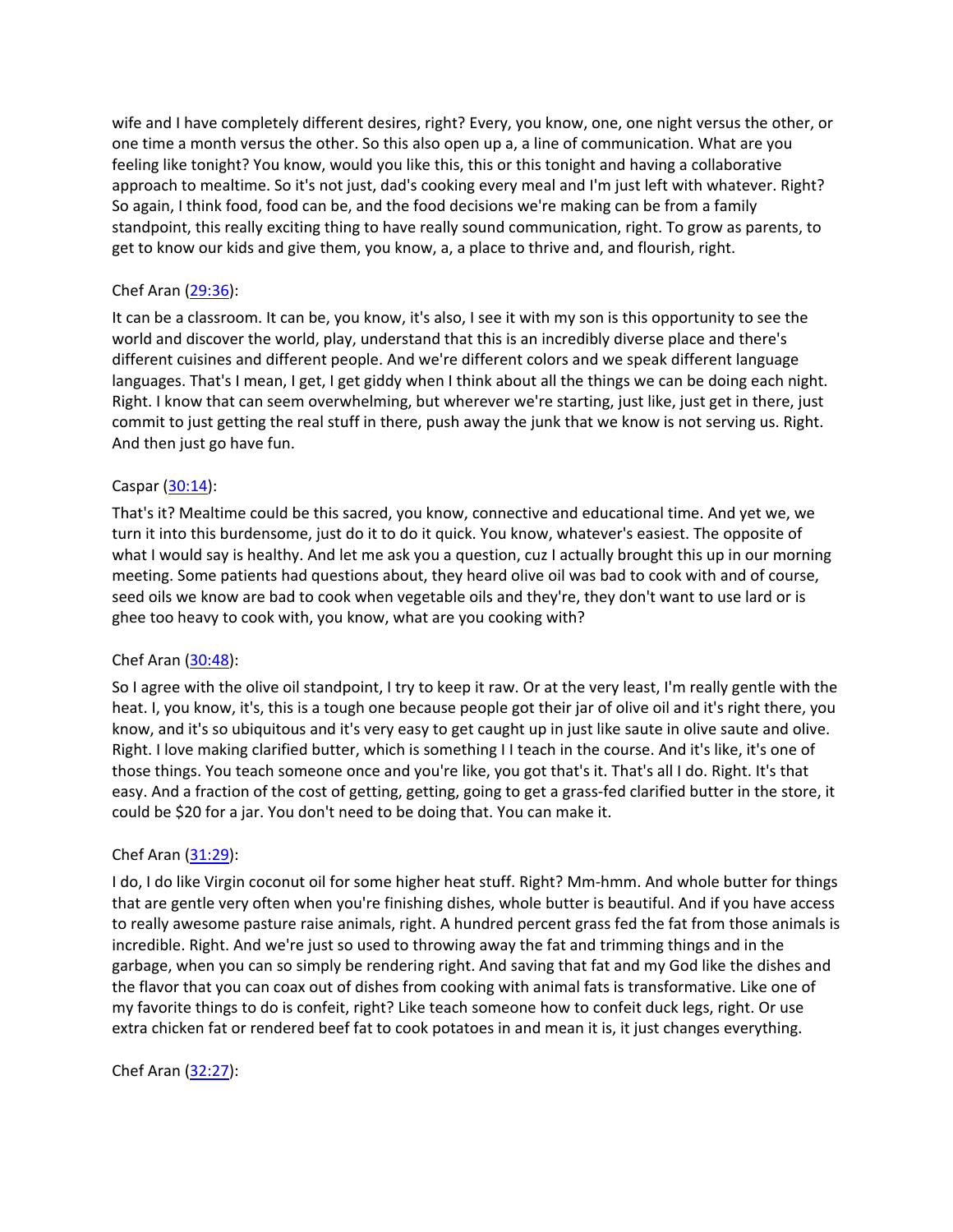wife and I have completely different desires, right? Every, you know, one, one night versus the other, or one time a month versus the other. So this also open up a, a line of communication. What are you feeling like tonight? You know, would you like this, this or this tonight and having a collaborative approach to mealtime. So it's not just, dad's cooking every meal and I'm just left with whatever. Right? So again, I think food, food can be, and the food decisions we're making can be from a family standpoint, this really exciting thing to have really sound communication, right. To grow as parents, to get to know our kids and give them, you know, a, a place to thrive and, and flourish, right.

Chef Aran ([29:36]):

It can be a classroom. It can be, you know, it's also, I see it with my son is this opportunity to see the world and discover the world, play, understand that this is an incredibly diverse place and there's different cuisines and different people. And we're different colors and we speak different language languages. That's I mean, I get, I get giddy when I think about all the things we can be doing each night. Right. I know that can seem overwhelming, but wherever we're starting, just like, just get in there, just commit to just getting the real stuff in there, push away the junk that we know is not serving us. Right. And then just go have fun.

Caspar ([30:14]):

That's it? Mealtime could be this sacred, you know, connective and educational time. And yet we, we turn it into this burdensome, just do it to do it quick. You know, whatever's easiest. The opposite of what I would say is healthy. And let me ask you a question, cuz I actually brought this up in our morning meeting. Some patients had questions about, they heard olive oil was bad to cook with and of course, seed oils we know are bad to cook when vegetable oils and they're, they don't want to use lard or is ghee too heavy to cook with, you know, what are you cooking with?

Chef Aran ([30:48]):

So I agree with the olive oil standpoint, I try to keep it raw. Or at the very least, I'm really gentle with the heat. I, you know, it's, this is a tough one because people got their jar of olive oil and it's right there, you know, and it's so ubiquitous and it's very easy to get caught up in just like saute in olive saute and olive. Right. I love making clarified butter, which is something I I teach in the course. And it's like, it's one of those things. You teach someone once and you're like, you got that's it. That's all I do. Right. It's that easy. And a fraction of the cost of getting, getting, going to get a grass-fed clarified butter in the store, it could be $20 for a jar. You don't need to be doing that. You can make it.

Chef Aran ([31:29]):

I do, I do like Virgin coconut oil for some higher heat stuff. Right? Mm-hmm. And whole butter for things that are gentle very often when you're finishing dishes, whole butter is beautiful. And if you have access to really awesome pasture raise animals, right. A hundred percent grass fed the fat from those animals is incredible. Right. And we're just so used to throwing away the fat and trimming things and in the garbage, when you can so simply be rendering right. And saving that fat and my God like the dishes and the flavor that you can coax out of dishes from cooking with animal fats is transformative. Like one of my favorite things to do is confeit, right? Like teach someone how to confeit duck legs, right. Or use extra chicken fat or rendered beef fat to cook potatoes in and mean it is, it just changes everything.

Chef Aran ([32:27]):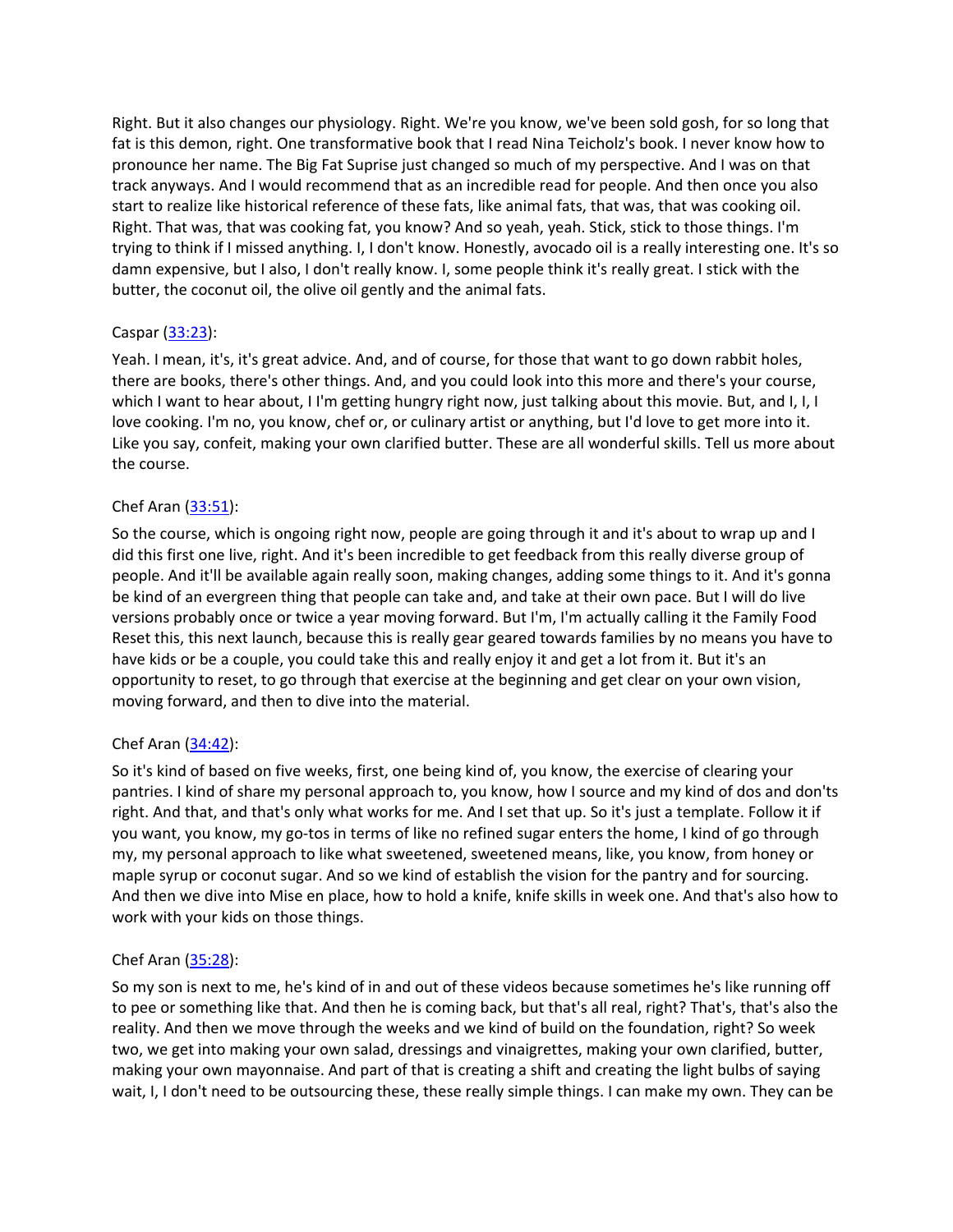Right. But it also changes our physiology. Right. We're you know, we've been sold gosh, for so long that fat is this demon, right. One transformative book that I read Nina Teicholz's book. I never know how to pronounce her name. The Big Fat Suprise just changed so much of my perspective. And I was on that track anyways. And I would recommend that as an incredible read for people. And then once you also start to realize like historical reference of these fats, like animal fats, that was, that was cooking oil. Right. That was, that was cooking fat, you know? And so yeah, yeah. Stick, stick to those things. I'm trying to think if I missed anything. I, I don't know. Honestly, avocado oil is a really interesting one. It's so damn expensive, but I also, I don't really know. I, some people think it's really great. I stick with the butter, the coconut oil, the olive oil gently and the animal fats.

Caspar ([33:23]):

Yeah. I mean, it's, it's great advice. And, and of course, for those that want to go down rabbit holes, there are books, there's other things. And, and you could look into this more and there's your course, which I want to hear about, I I'm getting hungry right now, just talking about this movie. But, and I, I, I love cooking. I'm no, you know, chef or, or culinary artist or anything, but I'd love to get more into it. Like you say, confeit, making your own clarified butter. These are all wonderful skills. Tell us more about the course.

Chef Aran ([33:51]):

So the course, which is ongoing right now, people are going through it and it's about to wrap up and I did this first one live, right. And it's been incredible to get feedback from this really diverse group of people. And it'll be available again really soon, making changes, adding some things to it. And it's gonna be kind of an evergreen thing that people can take and, and take at their own pace. But I will do live versions probably once or twice a year moving forward. But I'm, I'm actually calling it the Family Food Reset this, this next launch, because this is really gear geared towards families by no means you have to have kids or be a couple, you could take this and really enjoy it and get a lot from it. But it's an opportunity to reset, to go through that exercise at the beginning and get clear on your own vision, moving forward, and then to dive into the material.

Chef Aran ([34:42]):

So it's kind of based on five weeks, first, one being kind of, you know, the exercise of clearing your pantries. I kind of share my personal approach to, you know, how I source and my kind of dos and don'ts right. And that, and that's only what works for me. And I set that up. So it's just a template. Follow it if you want, you know, my go-tos in terms of like no refined sugar enters the home, I kind of go through my, my personal approach to like what sweetened, sweetened means, like, you know, from honey or maple syrup or coconut sugar. And so we kind of establish the vision for the pantry and for sourcing. And then we dive into Mise en place, how to hold a knife, knife skills in week one. And that's also how to work with your kids on those things.

Chef Aran ([35:28]):

So my son is next to me, he's kind of in and out of these videos because sometimes he's like running off to pee or something like that. And then he is coming back, but that's all real, right? That's, that's also the reality. And then we move through the weeks and we kind of build on the foundation, right? So week two, we get into making your own salad, dressings and vinaigrettes, making your own clarified, butter, making your own mayonnaise. And part of that is creating a shift and creating the light bulbs of saying wait, I, I don't need to be outsourcing these, these really simple things. I can make my own. They can be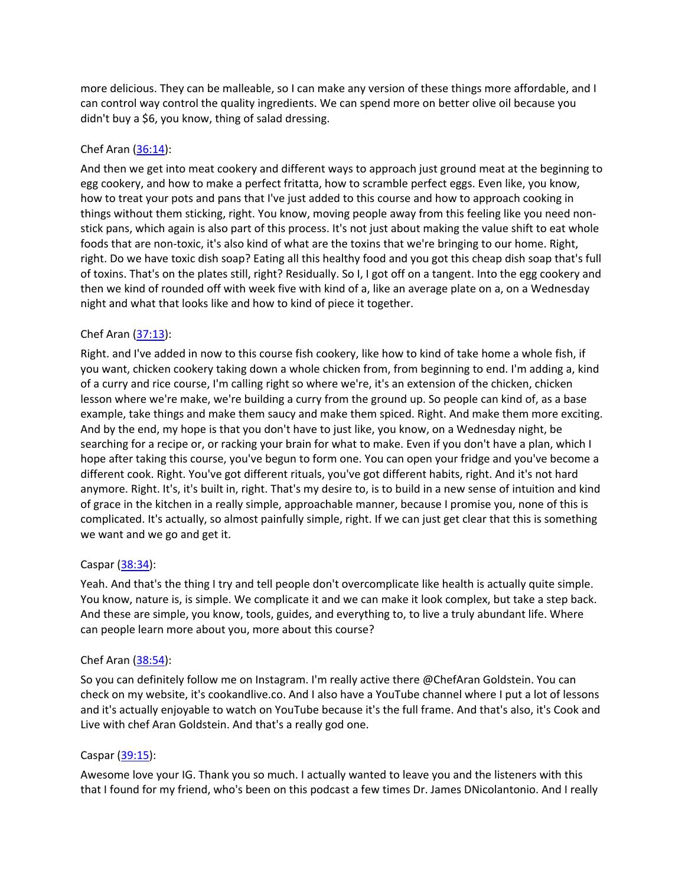more delicious. They can be malleable, so I can make any version of these things more affordable, and I can control way control the quality ingredients. We can spend more on better olive oil because you didn't buy a $6, you know, thing of salad dressing.

Chef Aran (36:14):

And then we get into meat cookery and different ways to approach just ground meat at the beginning to egg cookery, and how to make a perfect fritatta, how to scramble perfect eggs. Even like, you know, how to treat your pots and pans that I've just added to this course and how to approach cooking in things without them sticking, right. You know, moving people away from this feeling like you need non-stick pans, which again is also part of this process. It's not just about making the value shift to eat whole foods that are non-toxic, it's also kind of what are the toxins that we're bringing to our home. Right, right. Do we have toxic dish soap? Eating all this healthy food and you got this cheap dish soap that's full of toxins. That's on the plates still, right? Residually. So I, I got off on a tangent. Into the egg cookery and then we kind of rounded off with week five with kind of a, like an average plate on a, on a Wednesday night and what that looks like and how to kind of piece it together.

Chef Aran (37:13):

Right. and I've added in now to this course fish cookery, like how to kind of take home a whole fish, if you want, chicken cookery taking down a whole chicken from, from beginning to end. I'm adding a, kind of a curry and rice course, I'm calling right so where we're, it's an extension of the chicken, chicken lesson where we're make, we're building a curry from the ground up. So people can kind of, as a base example, take things and make them saucy and make them spiced. Right. And make them more exciting. And by the end, my hope is that you don't have to just like, you know, on a Wednesday night, be searching for a recipe or, or racking your brain for what to make. Even if you don't have a plan, which I hope after taking this course, you've begun to form one. You can open your fridge and you've become a different cook. Right. You've got different rituals, you've got different habits, right. And it's not hard anymore. Right. It's, it's built in, right. That's my desire to, is to build in a new sense of intuition and kind of grace in the kitchen in a really simple, approachable manner, because I promise you, none of this is complicated. It's actually, so almost painfully simple, right. If we can just get clear that this is something we want and we go and get it.

Caspar (38:34):

Yeah. And that's the thing I try and tell people don't overcomplicate like health is actually quite simple. You know, nature is, is simple. We complicate it and we can make it look complex, but take a step back. And these are simple, you know, tools, guides, and everything to, to live a truly abundant life. Where can people learn more about you, more about this course?

Chef Aran (38:54):

So you can definitely follow me on Instagram. I'm really active there @ChefAran Goldstein. You can check on my website, it's cookandlive.co. And I also have a YouTube channel where I put a lot of lessons and it's actually enjoyable to watch on YouTube because it's the full frame. And that's also, it's Cook and Live with chef Aran Goldstein. And that's a really god one.

Caspar (39:15):

Awesome love your IG. Thank you so much. I actually wanted to leave you and the listeners with this that I found for my friend, who's been on this podcast a few times Dr. James DNicolantonio. And I really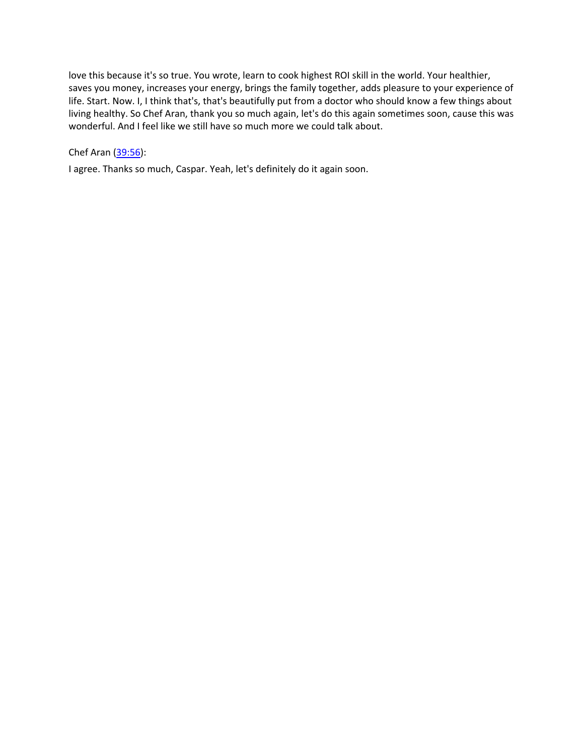love this because it's so true. You wrote, learn to cook highest ROI skill in the world. Your healthier, saves you money, increases your energy, brings the family together, adds pleasure to your experience of life. Start. Now. I, I think that's, that's beautifully put from a doctor who should know a few things about living healthy. So Chef Aran, thank you so much again, let's do this again sometimes soon, cause this was wonderful. And I feel like we still have so much more we could talk about.

Chef Aran ([39:56]):

I agree. Thanks so much, Caspar. Yeah, let's definitely do it again soon.